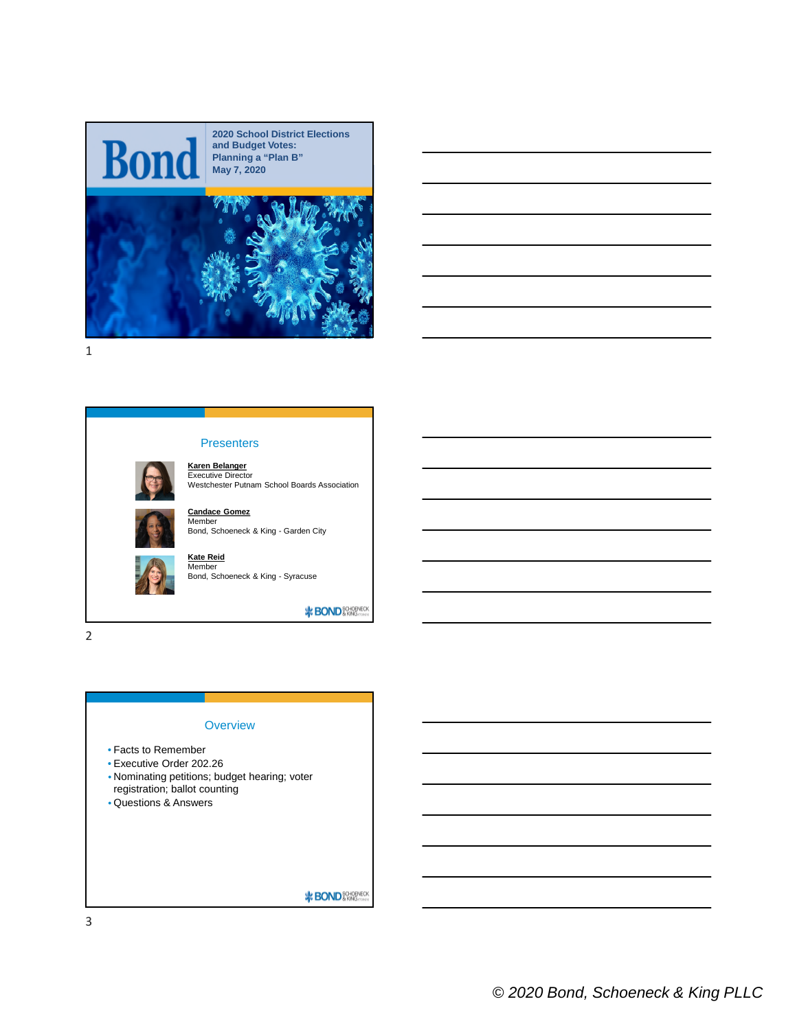# 2020 School District Elections and Budget Votes: Planning a "Plan B"

May 7, 2020

## Presenters

**Karen Belanger**
Executive Director
Westchester Putnam School Boards Association

**Candace Gomez**
Member
Bond, Schoeneck & King - Garden City

**Kate Reid**
Member
Bond, Schoeneck & King - Syracuse

## Overview

- Facts to Remember
- Executive Order 202.26
- Nominating petitions; budget hearing; voter registration; ballot counting
- Questions & Answers

*© 2020 Bond, Schoeneck & King PLLC*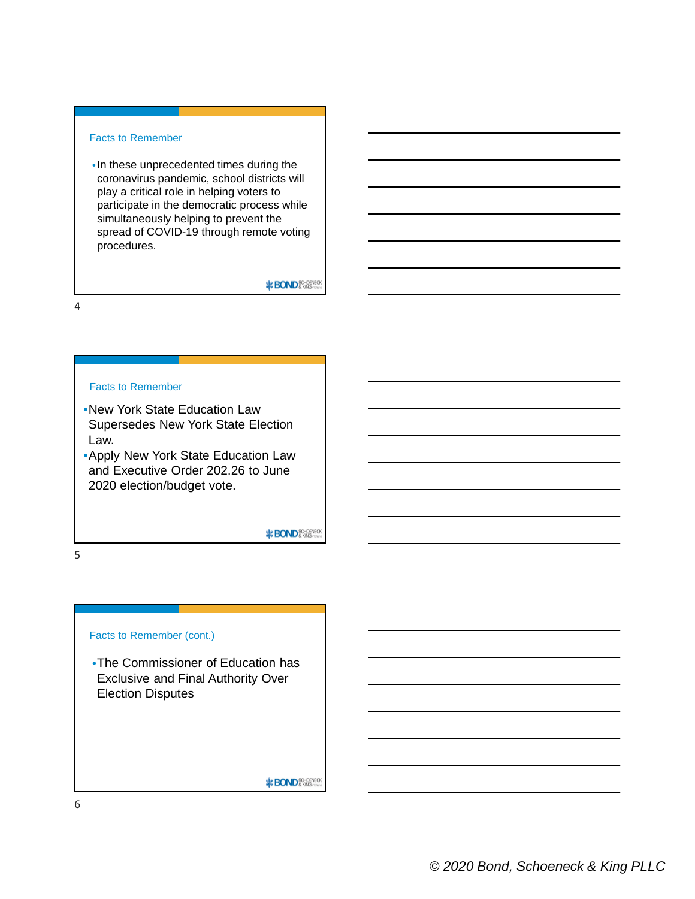## Facts to Remember

- In these unprecedented times during the coronavirus pandemic, school districts will play a critical role in helping voters to participate in the democratic process while simultaneously helping to prevent the spread of COVID-19 through remote voting procedures.

## Facts to Remember

- New York State Education Law Supersedes New York State Election Law.
- Apply New York State Education Law and Executive Order 202.26 to June 2020 election/budget vote.

## Facts to Remember (cont.)

- The Commissioner of Education has Exclusive and Final Authority Over Election Disputes

*© 2020 Bond, Schoeneck & King PLLC*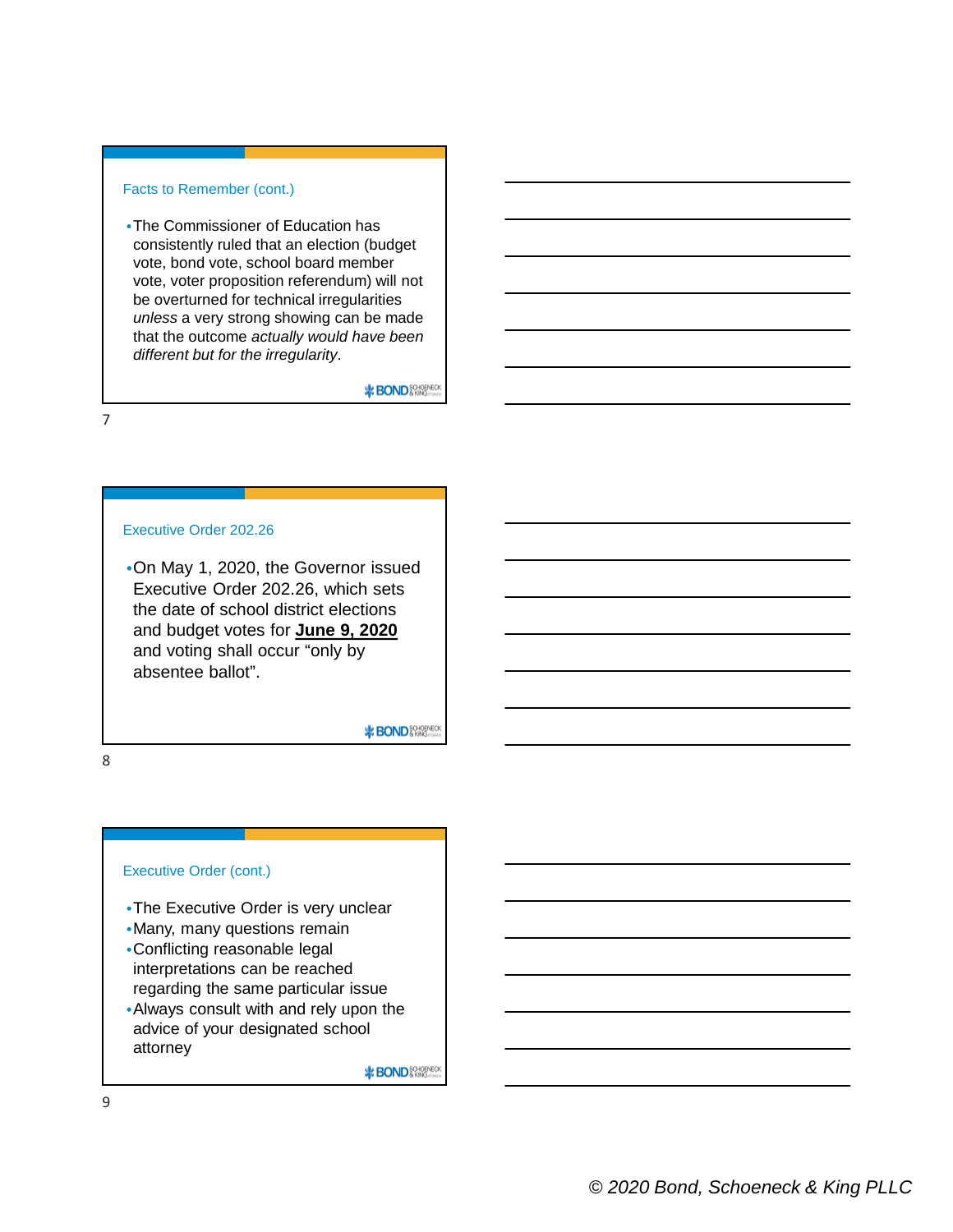## Facts to Remember (cont.)

- The Commissioner of Education has consistently ruled that an election (budget vote, bond vote, school board member vote, voter proposition referendum) will not be overturned for technical irregularities *unless* a very strong showing can be made that the outcome *actually would have been different but for the irregularity*.

## Executive Order 202.26

- On May 1, 2020, the Governor issued Executive Order 202.26, which sets the date of school district elections and budget votes for **June 9, 2020** and voting shall occur "only by absentee ballot".

## Executive Order (cont.)

- The Executive Order is very unclear
- Many, many questions remain
- Conflicting reasonable legal interpretations can be reached regarding the same particular issue
- Always consult with and rely upon the advice of your designated school attorney

© 2020 Bond, Schoeneck & King PLLC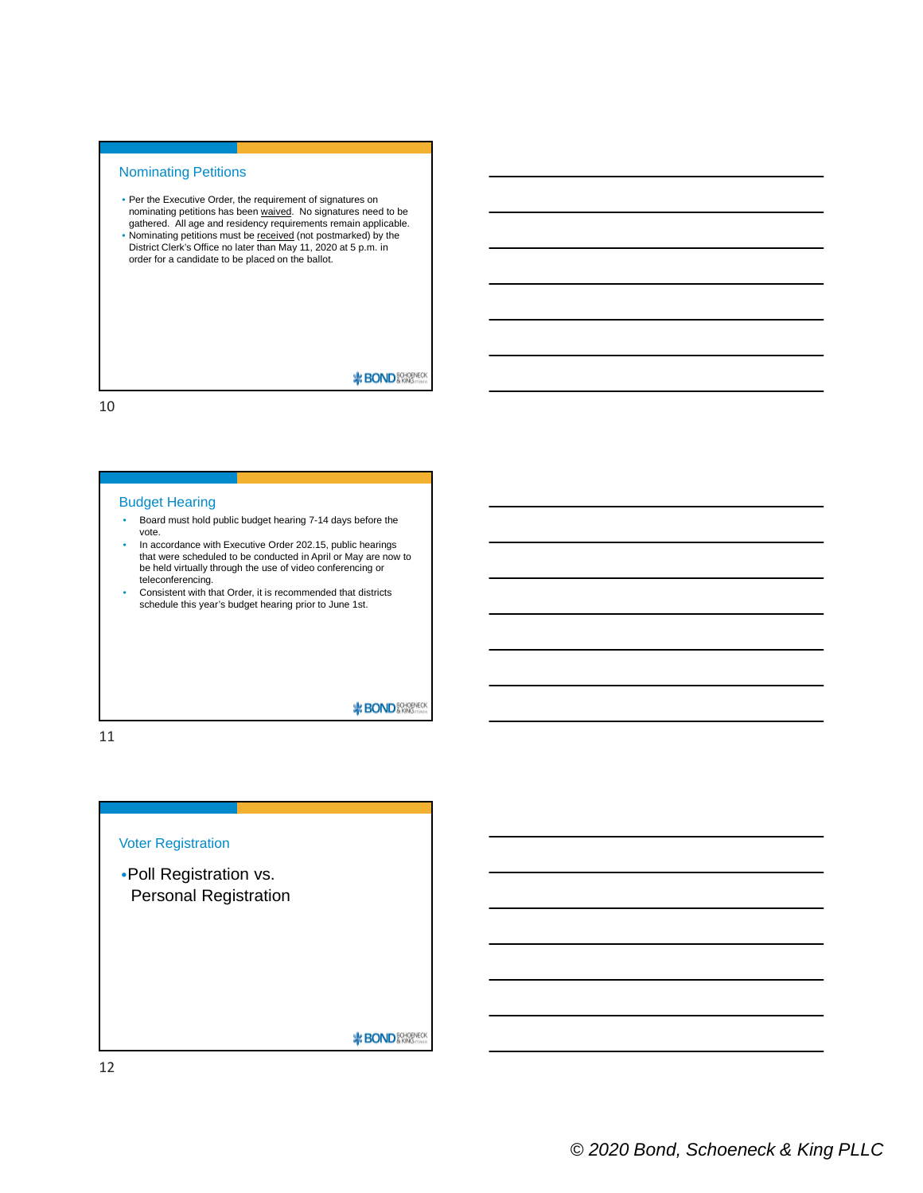## Nominating Petitions

- Per the Executive Order, the requirement of signatures on nominating petitions has been waived. No signatures need to be gathered. All age and residency requirements remain applicable.
- Nominating petitions must be received (not postmarked) by the District Clerk's Office no later than May 11, 2020 at 5 p.m. in order for a candidate to be placed on the ballot.

## Budget Hearing

- Board must hold public budget hearing 7-14 days before the vote.
- In accordance with Executive Order 202.15, public hearings that were scheduled to be conducted in April or May are now to be held virtually through the use of video conferencing or teleconferencing.
- Consistent with that Order, it is recommended that districts schedule this year's budget hearing prior to June 1st.

## Voter Registration

- Poll Registration vs. Personal Registration

*© 2020 Bond, Schoeneck & King PLLC*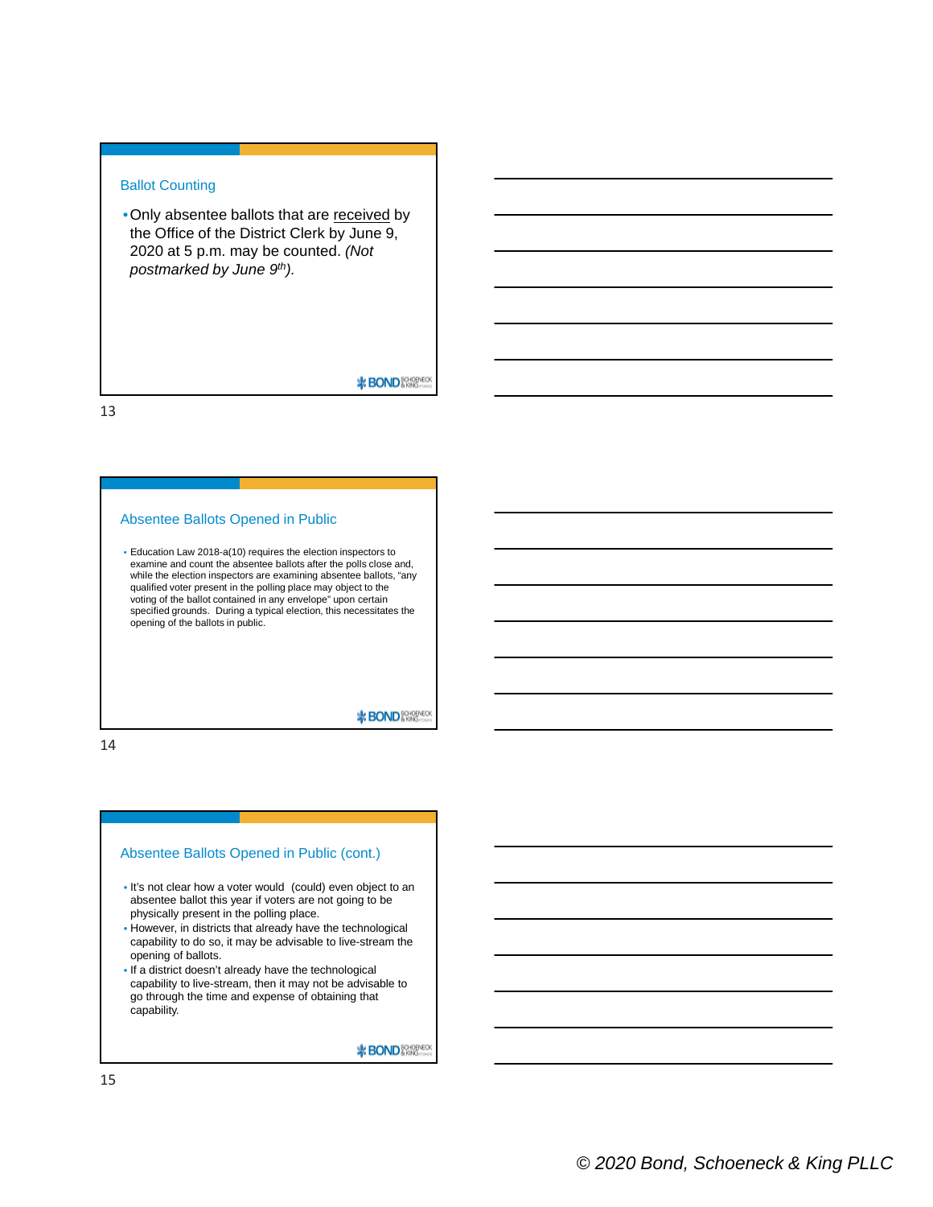## Ballot Counting

- Only absentee ballots that are received by the Office of the District Clerk by June 9, 2020 at 5 p.m. may be counted. *(Not postmarked by June 9th).*

## Absentee Ballots Opened in Public

- Education Law 2018-a(10) requires the election inspectors to examine and count the absentee ballots after the polls close and, while the election inspectors are examining absentee ballots, "any qualified voter present in the polling place may object to the voting of the ballot contained in any envelope" upon certain specified grounds. During a typical election, this necessitates the opening of the ballots in public.

## Absentee Ballots Opened in Public (cont.)

- It's not clear how a voter would (could) even object to an absentee ballot this year if voters are not going to be physically present in the polling place.
- However, in districts that already have the technological capability to do so, it may be advisable to live-stream the opening of ballots.
- If a district doesn't already have the technological capability to live-stream, then it may not be advisable to go through the time and expense of obtaining that capability.

*© 2020 Bond, Schoeneck & King PLLC*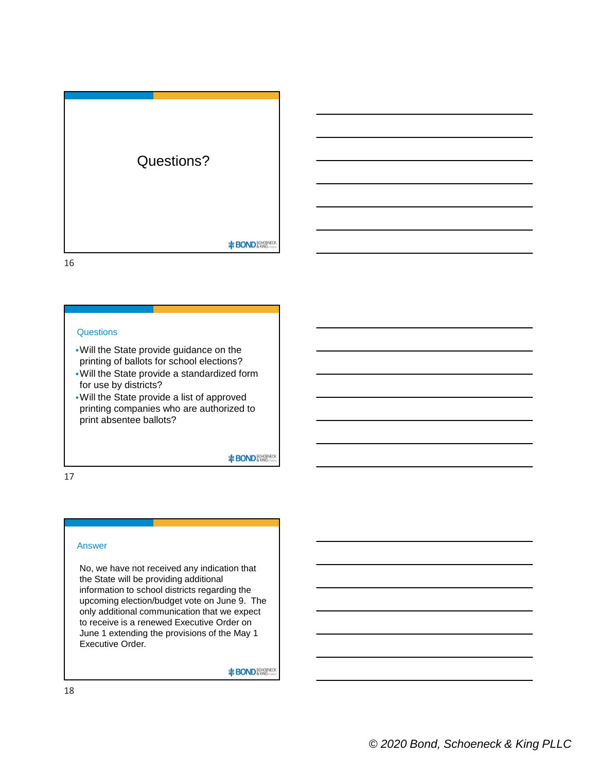## Questions?

## Questions

- Will the State provide guidance on the printing of ballots for school elections?
- Will the State provide a standardized form for use by districts?
- Will the State provide a list of approved printing companies who are authorized to print absentee ballots?

## Answer

No, we have not received any indication that the State will be providing additional information to school districts regarding the upcoming election/budget vote on June 9. The only additional communication that we expect to receive is a renewed Executive Order on June 1 extending the provisions of the May 1 Executive Order.

*© 2020 Bond, Schoeneck & King PLLC*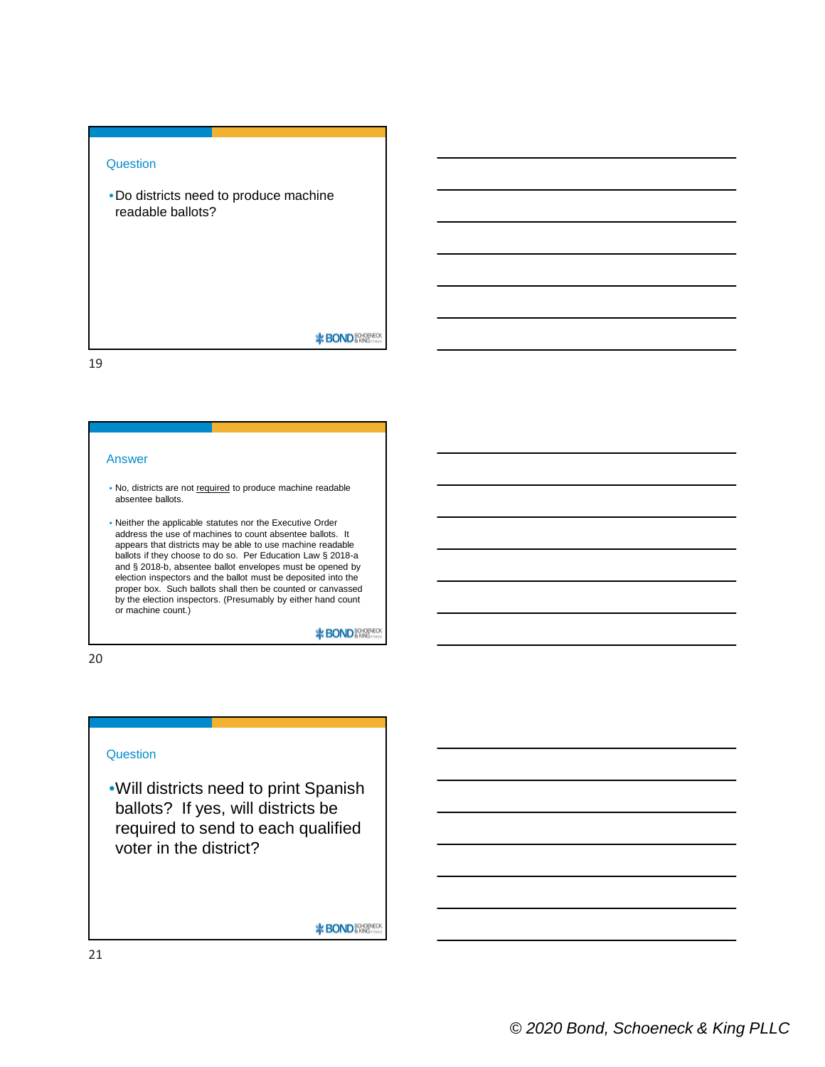## Question

- Do districts need to produce machine readable ballots?

## Answer

- No, districts are not required to produce machine readable absentee ballots.
- Neither the applicable statutes nor the Executive Order address the use of machines to count absentee ballots. It appears that districts may be able to use machine readable ballots if they choose to do so. Per Education Law § 2018-a and § 2018-b, absentee ballot envelopes must be opened by election inspectors and the ballot must be deposited into the proper box. Such ballots shall then be counted or canvassed by the election inspectors. (Presumably by either hand count or machine count.)

## Question

- Will districts need to print Spanish ballots? If yes, will districts be required to send to each qualified voter in the district?

*© 2020 Bond, Schoeneck & King PLLC*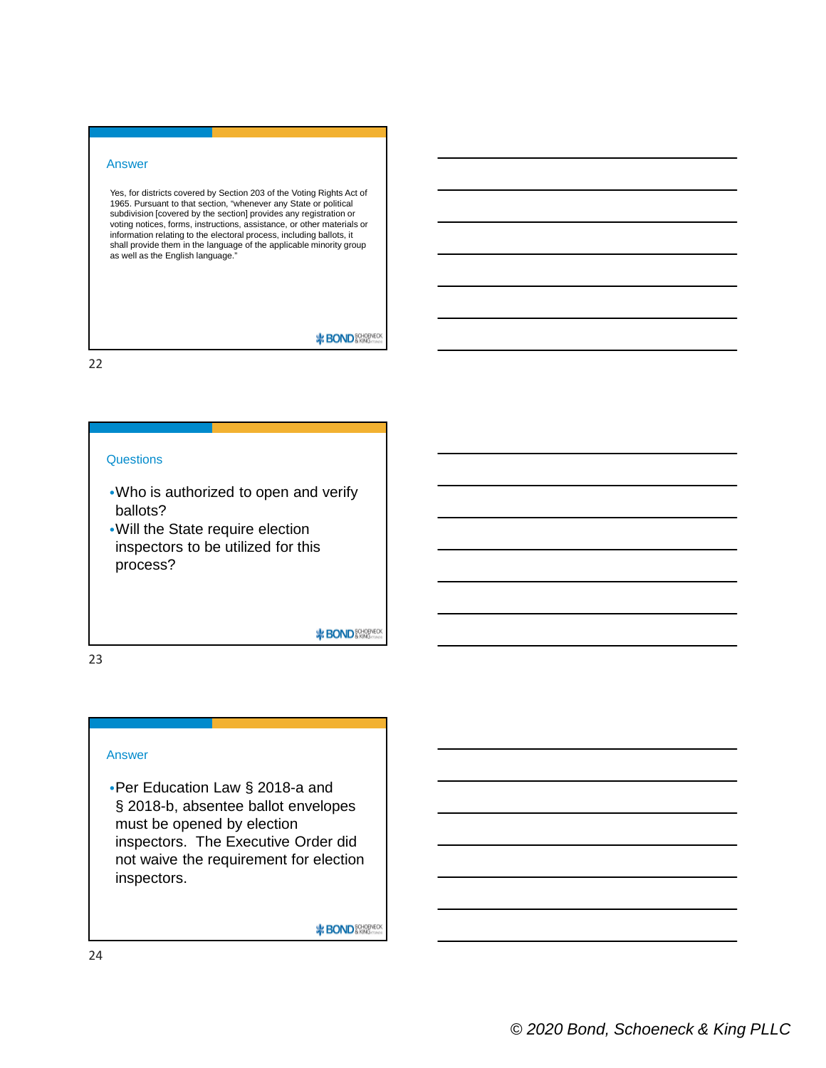## Answer

Yes, for districts covered by Section 203 of the Voting Rights Act of 1965. Pursuant to that section, "whenever any State or political subdivision [covered by the section] provides any registration or voting notices, forms, instructions, assistance, or other materials or information relating to the electoral process, including ballots, it shall provide them in the language of the applicable minority group as well as the English language."

## Questions

- Who is authorized to open and verify ballots?
- Will the State require election inspectors to be utilized for this process?

## Answer

- Per Education Law § 2018-a and § 2018-b, absentee ballot envelopes must be opened by election inspectors. The Executive Order did not waive the requirement for election inspectors.

*© 2020 Bond, Schoeneck & King PLLC*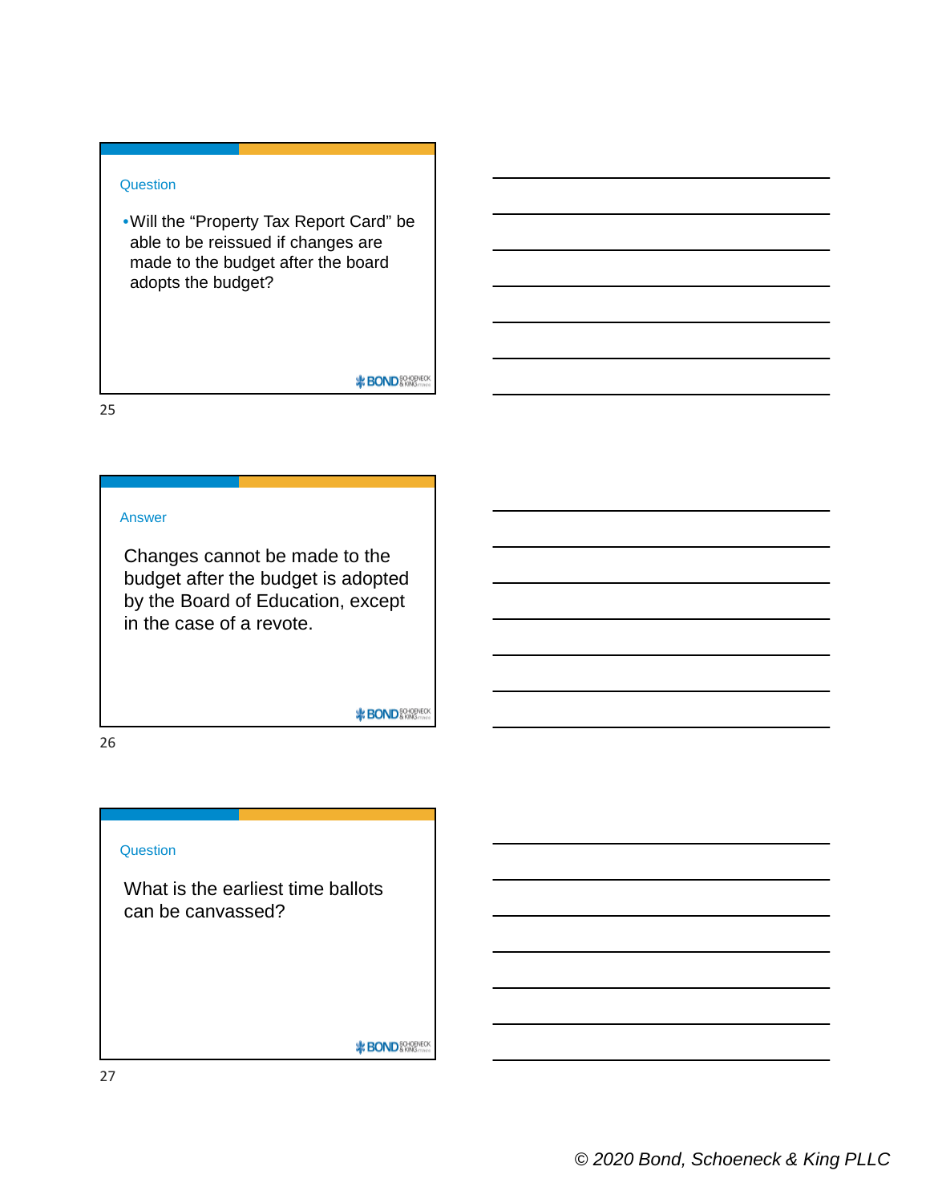## Question

- Will the "Property Tax Report Card" be able to be reissued if changes are made to the budget after the board adopts the budget?

## Answer

Changes cannot be made to the budget after the budget is adopted by the Board of Education, except in the case of a revote.

## Question

What is the earliest time ballots can be canvassed?

*© 2020 Bond, Schoeneck & King PLLC*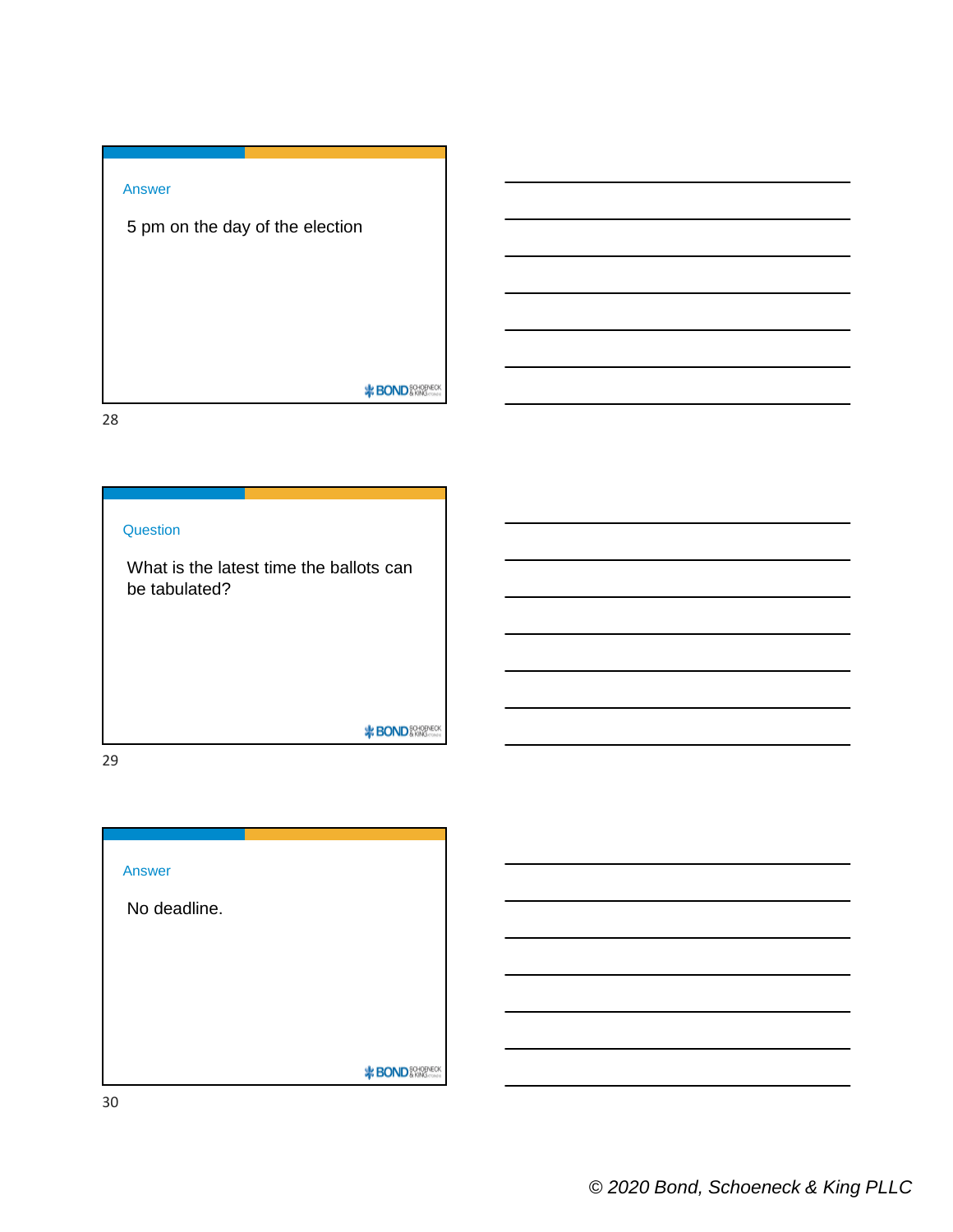## Answer

5 pm on the day of the election

## Question

What is the latest time the ballots can be tabulated?

## Answer

No deadline.

*© 2020 Bond, Schoeneck & King PLLC*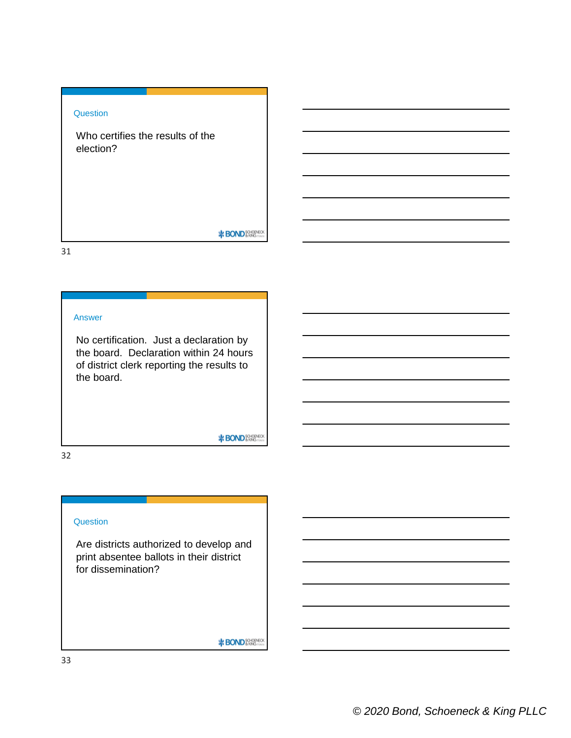### Question

Who certifies the results of the election?

### Answer

No certification. Just a declaration by the board. Declaration within 24 hours of district clerk reporting the results to the board.

### Question

Are districts authorized to develop and print absentee ballots in their district for dissemination?

© 2020 Bond, Schoeneck & King PLLC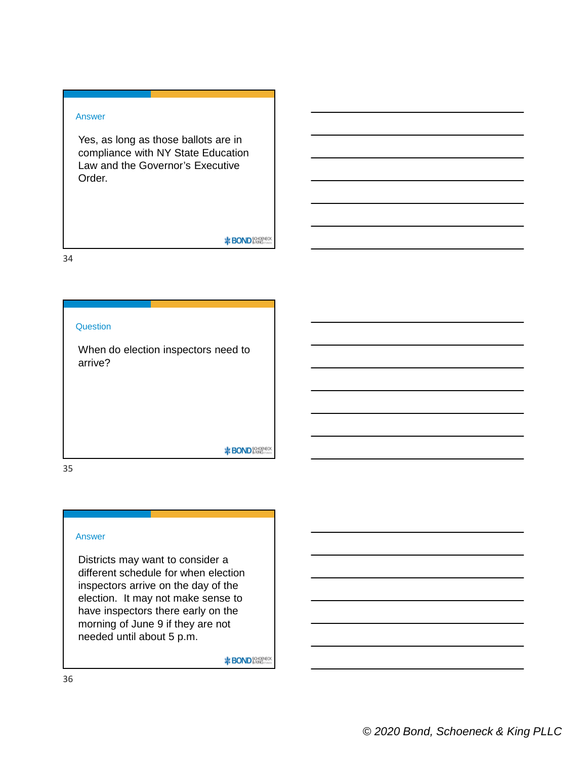## Answer

Yes, as long as those ballots are in compliance with NY State Education Law and the Governor's Executive Order.

## Question

When do election inspectors need to arrive?

## Answer

Districts may want to consider a different schedule for when election inspectors arrive on the day of the election. It may not make sense to have inspectors there early on the morning of June 9 if they are not needed until about 5 p.m.

*© 2020 Bond, Schoeneck & King PLLC*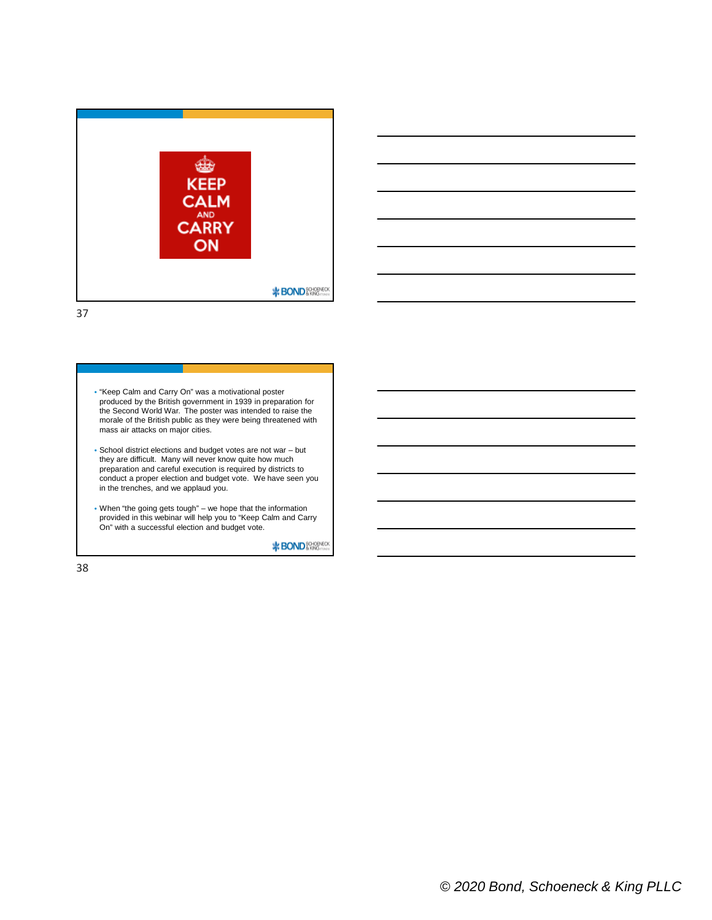KEEP CALM AND CARRY ON

- "Keep Calm and Carry On" was a motivational poster produced by the British government in 1939 in preparation for the Second World War. The poster was intended to raise the morale of the British public as they were being threatened with mass air attacks on major cities.
- School district elections and budget votes are not war – but they are difficult. Many will never know quite how much preparation and careful execution is required by districts to conduct a proper election and budget vote. We have seen you in the trenches, and we applaud you.
- When "the going gets tough" – we hope that the information provided in this webinar will help you to "Keep Calm and Carry On" with a successful election and budget vote.

*© 2020 Bond, Schoeneck & King PLLC*